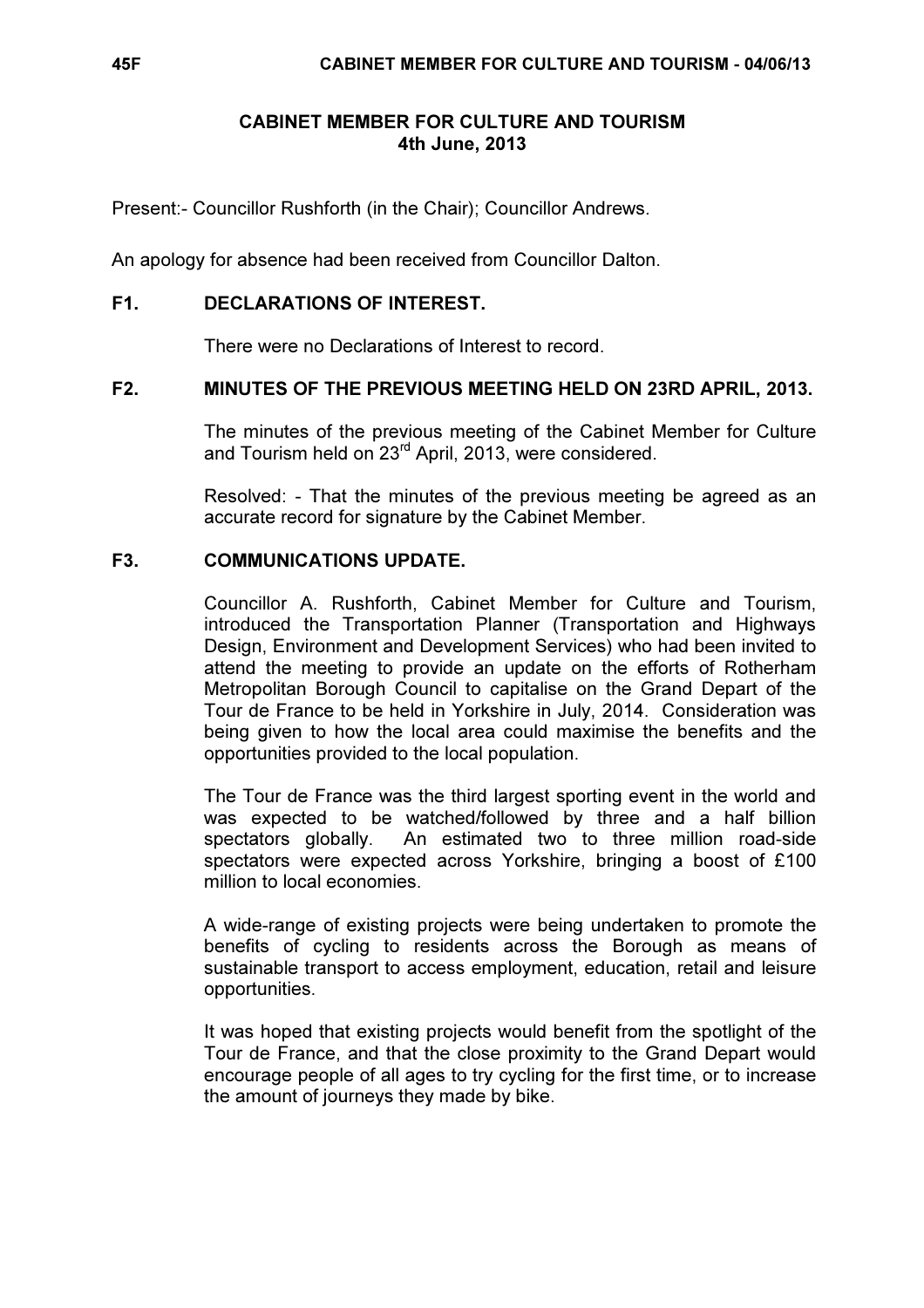# CABINET MEMBER FOR CULTURE AND TOURISM
**4th June, 2013**

Present:- Councillor Rushforth (in the Chair); Councillor Andrews.

An apology for absence had been received from Councillor Dalton.

## F1. DECLARATIONS OF INTEREST.

There were no Declarations of Interest to record.

## F2. MINUTES OF THE PREVIOUS MEETING HELD ON 23RD APRIL, 2013.

The minutes of the previous meeting of the Cabinet Member for Culture and Tourism held on 23rd April, 2013, were considered.

Resolved: - That the minutes of the previous meeting be agreed as an accurate record for signature by the Cabinet Member.

## F3. COMMUNICATIONS UPDATE.

Councillor A. Rushforth, Cabinet Member for Culture and Tourism, introduced the Transportation Planner (Transportation and Highways Design, Environment and Development Services) who had been invited to attend the meeting to provide an update on the efforts of Rotherham Metropolitan Borough Council to capitalise on the Grand Depart of the Tour de France to be held in Yorkshire in July, 2014. Consideration was being given to how the local area could maximise the benefits and the opportunities provided to the local population.

The Tour de France was the third largest sporting event in the world and was expected to be watched/followed by three and a half billion spectators globally. An estimated two to three million road-side spectators were expected across Yorkshire, bringing a boost of £100 million to local economies.

A wide-range of existing projects were being undertaken to promote the benefits of cycling to residents across the Borough as means of sustainable transport to access employment, education, retail and leisure opportunities.

It was hoped that existing projects would benefit from the spotlight of the Tour de France, and that the close proximity to the Grand Depart would encourage people of all ages to try cycling for the first time, or to increase the amount of journeys they made by bike.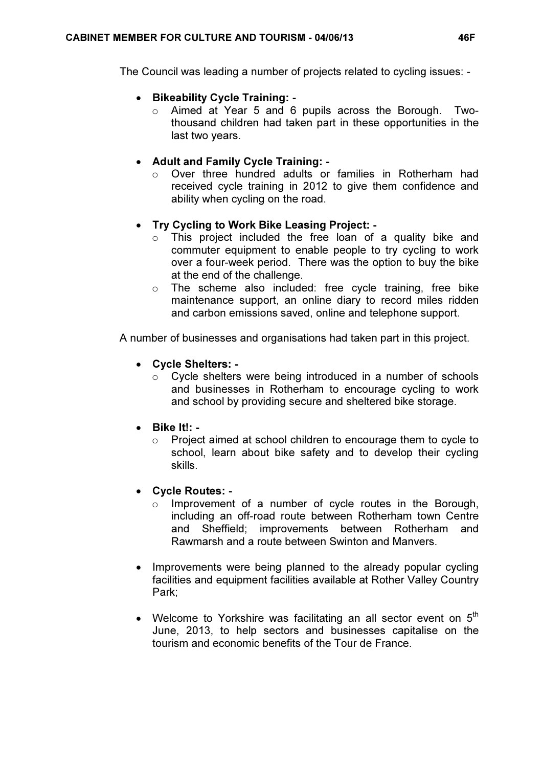The Council was leading a number of projects related to cycling issues: -

- **Bikeability Cycle Training: -**
    - Aimed at Year 5 and 6 pupils across the Borough. Two-thousand children had taken part in these opportunities in the last two years.

- **Adult and Family Cycle Training: -**
    - Over three hundred adults or families in Rotherham had received cycle training in 2012 to give them confidence and ability when cycling on the road.

- **Try Cycling to Work Bike Leasing Project: -**
    - This project included the free loan of a quality bike and commuter equipment to enable people to try cycling to work over a four-week period. There was the option to buy the bike at the end of the challenge.
    - The scheme also included: free cycle training, free bike maintenance support, an online diary to record miles ridden and carbon emissions saved, online and telephone support.

A number of businesses and organisations had taken part in this project.

- **Cycle Shelters: -**
    - Cycle shelters were being introduced in a number of schools and businesses in Rotherham to encourage cycling to work and school by providing secure and sheltered bike storage.

- **Bike It!: -**
    - Project aimed at school children to encourage them to cycle to school, learn about bike safety and to develop their cycling skills.

- **Cycle Routes: -**
    - Improvement of a number of cycle routes in the Borough, including an off-road route between Rotherham town Centre and Sheffield; improvements between Rotherham and Rawmarsh and a route between Swinton and Manvers.

- Improvements were being planned to the already popular cycling facilities and equipment facilities available at Rother Valley Country Park;

- Welcome to Yorkshire was facilitating an all sector event on 5th June, 2013, to help sectors and businesses capitalise on the tourism and economic benefits of the Tour de France.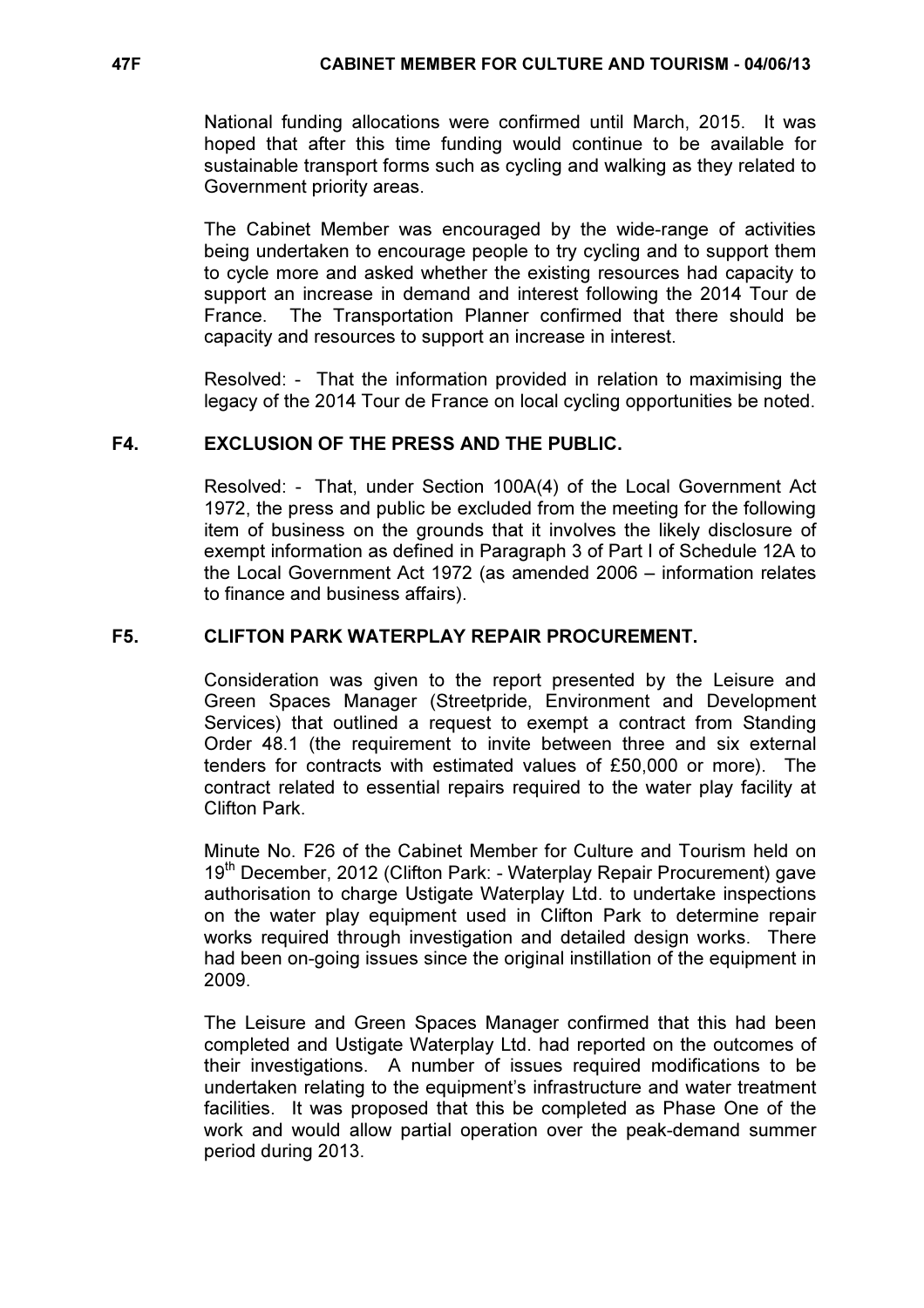National funding allocations were confirmed until March, 2015. It was hoped that after this time funding would continue to be available for sustainable transport forms such as cycling and walking as they related to Government priority areas.

The Cabinet Member was encouraged by the wide-range of activities being undertaken to encourage people to try cycling and to support them to cycle more and asked whether the existing resources had capacity to support an increase in demand and interest following the 2014 Tour de France. The Transportation Planner confirmed that there should be capacity and resources to support an increase in interest.

Resolved: - That the information provided in relation to maximising the legacy of the 2014 Tour de France on local cycling opportunities be noted.

## F4. EXCLUSION OF THE PRESS AND THE PUBLIC.

Resolved: - That, under Section 100A(4) of the Local Government Act 1972, the press and public be excluded from the meeting for the following item of business on the grounds that it involves the likely disclosure of exempt information as defined in Paragraph 3 of Part I of Schedule 12A to the Local Government Act 1972 (as amended 2006 – information relates to finance and business affairs).

## F5. CLIFTON PARK WATERPLAY REPAIR PROCUREMENT.

Consideration was given to the report presented by the Leisure and Green Spaces Manager (Streetpride, Environment and Development Services) that outlined a request to exempt a contract from Standing Order 48.1 (the requirement to invite between three and six external tenders for contracts with estimated values of £50,000 or more). The contract related to essential repairs required to the water play facility at Clifton Park.

Minute No. F26 of the Cabinet Member for Culture and Tourism held on 19th December, 2012 (Clifton Park: - Waterplay Repair Procurement) gave authorisation to charge Ustigate Waterplay Ltd. to undertake inspections on the water play equipment used in Clifton Park to determine repair works required through investigation and detailed design works. There had been on-going issues since the original instillation of the equipment in 2009.

The Leisure and Green Spaces Manager confirmed that this had been completed and Ustigate Waterplay Ltd. had reported on the outcomes of their investigations. A number of issues required modifications to be undertaken relating to the equipment's infrastructure and water treatment facilities. It was proposed that this be completed as Phase One of the work and would allow partial operation over the peak-demand summer period during 2013.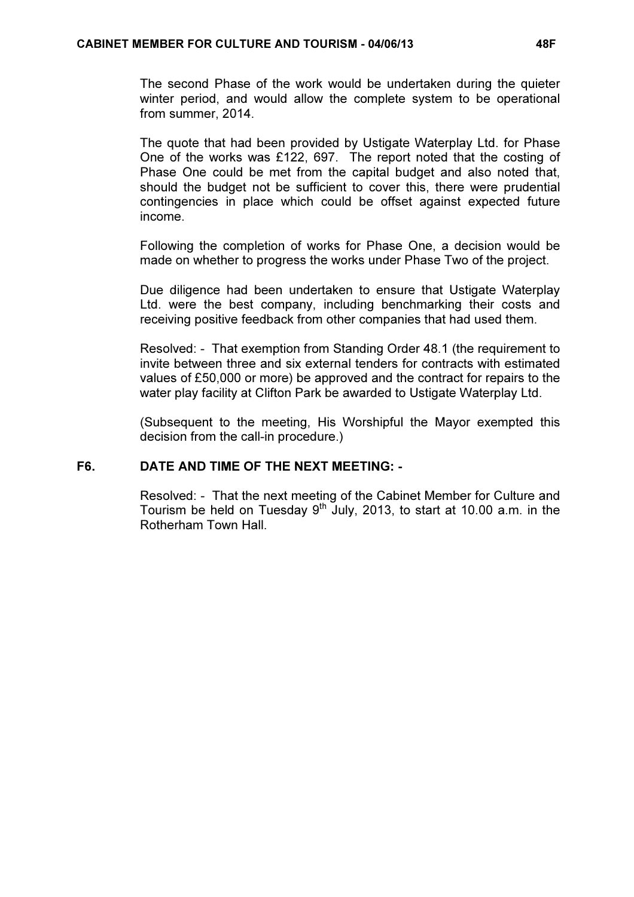The second Phase of the work would be undertaken during the quieter winter period, and would allow the complete system to be operational from summer, 2014.

The quote that had been provided by Ustigate Waterplay Ltd. for Phase One of the works was £122, 697. The report noted that the costing of Phase One could be met from the capital budget and also noted that, should the budget not be sufficient to cover this, there were prudential contingencies in place which could be offset against expected future income.

Following the completion of works for Phase One, a decision would be made on whether to progress the works under Phase Two of the project.

Due diligence had been undertaken to ensure that Ustigate Waterplay Ltd. were the best company, including benchmarking their costs and receiving positive feedback from other companies that had used them.

Resolved: - That exemption from Standing Order 48.1 (the requirement to invite between three and six external tenders for contracts with estimated values of £50,000 or more) be approved and the contract for repairs to the water play facility at Clifton Park be awarded to Ustigate Waterplay Ltd.

(Subsequent to the meeting, His Worshipful the Mayor exempted this decision from the call-in procedure.)

## F6. DATE AND TIME OF THE NEXT MEETING: -

Resolved: - That the next meeting of the Cabinet Member for Culture and Tourism be held on Tuesday 9th July, 2013, to start at 10.00 a.m. in the Rotherham Town Hall.